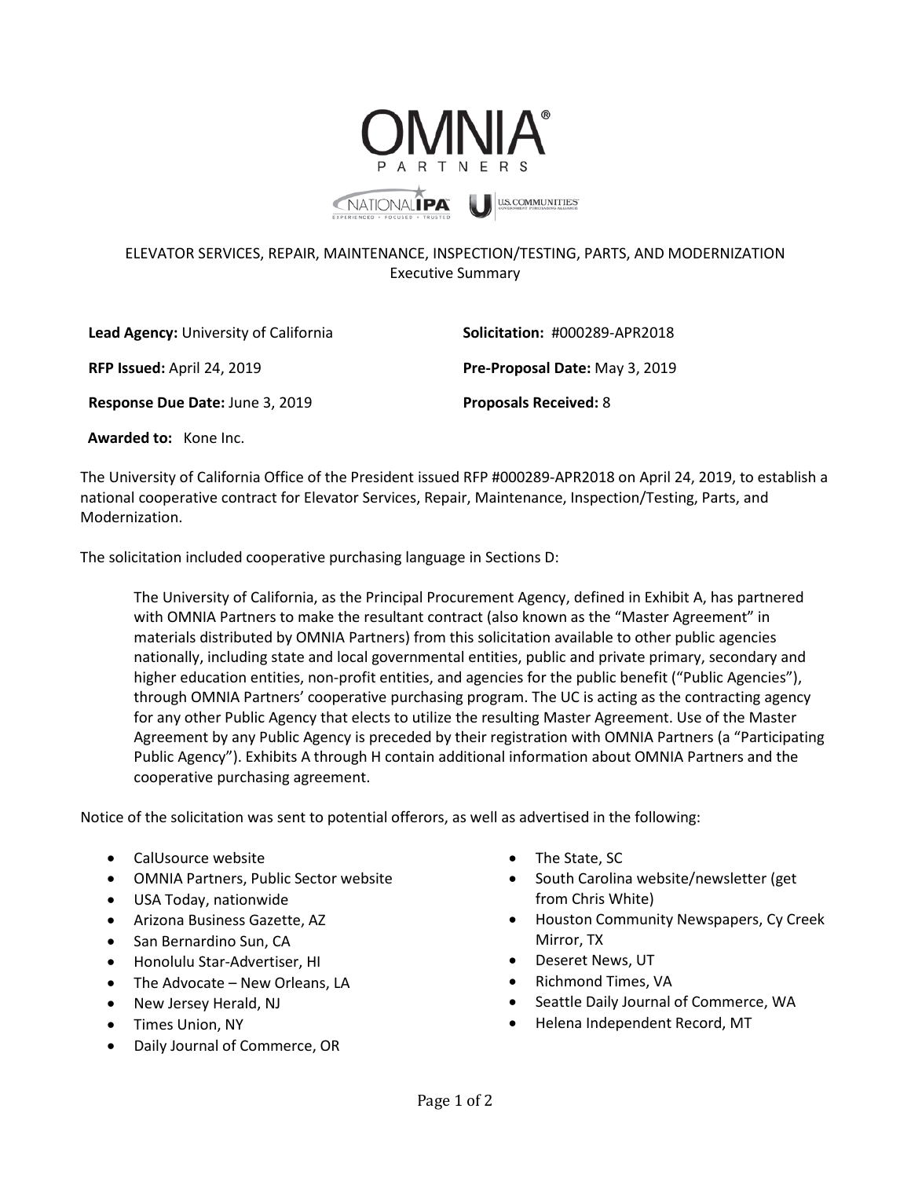# ELEVATOR SERVICES, REPAIR, MAINTENANCE, INSPECTION/TESTING, PARTS, AND MODERNIZATION

Executive Summary

**Lead Agency:** University of California

**Solicitation:** #000289-APR2018

**RFP Issued:** April 24, 2019

**Pre-Proposal Date:** May 3, 2019

**Response Due Date:** June 3, 2019

**Proposals Received:** 8

**Awarded to:** Kone Inc.

The University of California Office of the President issued RFP #000289-APR2018 on April 24, 2019, to establish a national cooperative contract for Elevator Services, Repair, Maintenance, Inspection/Testing, Parts, and Modernization.

The solicitation included cooperative purchasing language in Sections D:

> The University of California, as the Principal Procurement Agency, defined in Exhibit A, has partnered with OMNIA Partners to make the resultant contract (also known as the "Master Agreement" in materials distributed by OMNIA Partners) from this solicitation available to other public agencies nationally, including state and local governmental entities, public and private primary, secondary and higher education entities, non-profit entities, and agencies for the public benefit ("Public Agencies"), through OMNIA Partners' cooperative purchasing program. The UC is acting as the contracting agency for any other Public Agency that elects to utilize the resulting Master Agreement. Use of the Master Agreement by any Public Agency is preceded by their registration with OMNIA Partners (a "Participating Public Agency"). Exhibits A through H contain additional information about OMNIA Partners and the cooperative purchasing agreement.

Notice of the solicitation was sent to potential offerors, as well as advertised in the following:

- CalUsource website
- OMNIA Partners, Public Sector website
- USA Today, nationwide
- Arizona Business Gazette, AZ
- San Bernardino Sun, CA
- Honolulu Star-Advertiser, HI
- The Advocate – New Orleans, LA
- New Jersey Herald, NJ
- Times Union, NY
- Daily Journal of Commerce, OR
- The State, SC
- South Carolina website/newsletter (get from Chris White)
- Houston Community Newspapers, Cy Creek Mirror, TX
- Deseret News, UT
- Richmond Times, VA
- Seattle Daily Journal of Commerce, WA
- Helena Independent Record, MT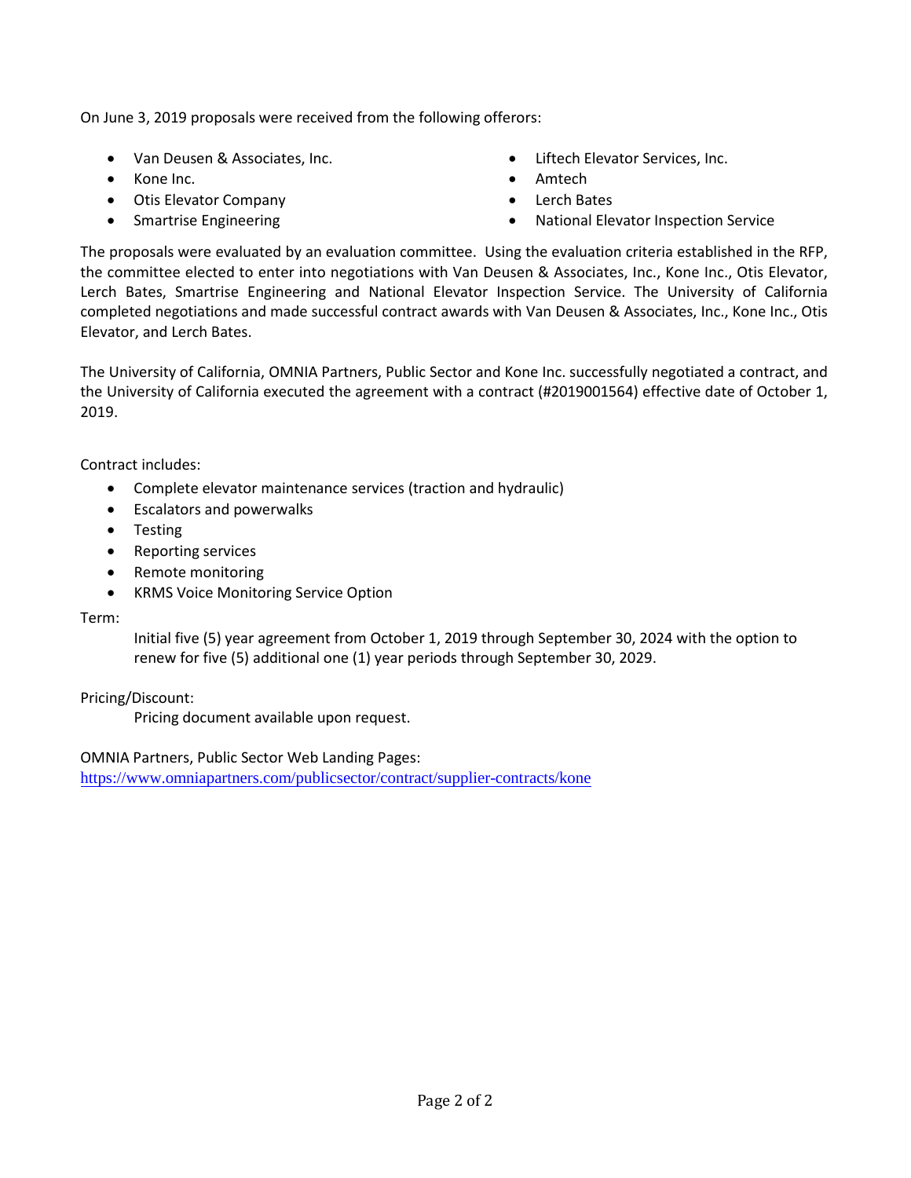On June 3, 2019 proposals were received from the following offerors:

- Van Deusen & Associates, Inc.
- Kone Inc.
- Otis Elevator Company
- Smartrise Engineering
- Liftech Elevator Services, Inc.
- Amtech
- Lerch Bates
- National Elevator Inspection Service

The proposals were evaluated by an evaluation committee. Using the evaluation criteria established in the RFP, the committee elected to enter into negotiations with Van Deusen & Associates, Inc., Kone Inc., Otis Elevator, Lerch Bates, Smartrise Engineering and National Elevator Inspection Service. The University of California completed negotiations and made successful contract awards with Van Deusen & Associates, Inc., Kone Inc., Otis Elevator, and Lerch Bates.

The University of California, OMNIA Partners, Public Sector and Kone Inc. successfully negotiated a contract, and the University of California executed the agreement with a contract (#2019001564) effective date of October 1, 2019.

Contract includes:

- Complete elevator maintenance services (traction and hydraulic)
- Escalators and powerwalks
- Testing
- Reporting services
- Remote monitoring
- KRMS Voice Monitoring Service Option

Term:

Initial five (5) year agreement from October 1, 2019 through September 30, 2024 with the option to renew for five (5) additional one (1) year periods through September 30, 2029.

Pricing/Discount:

Pricing document available upon request.

OMNIA Partners, Public Sector Web Landing Pages:
https://www.omniapartners.com/publicsector/contract/supplier-contracts/kone